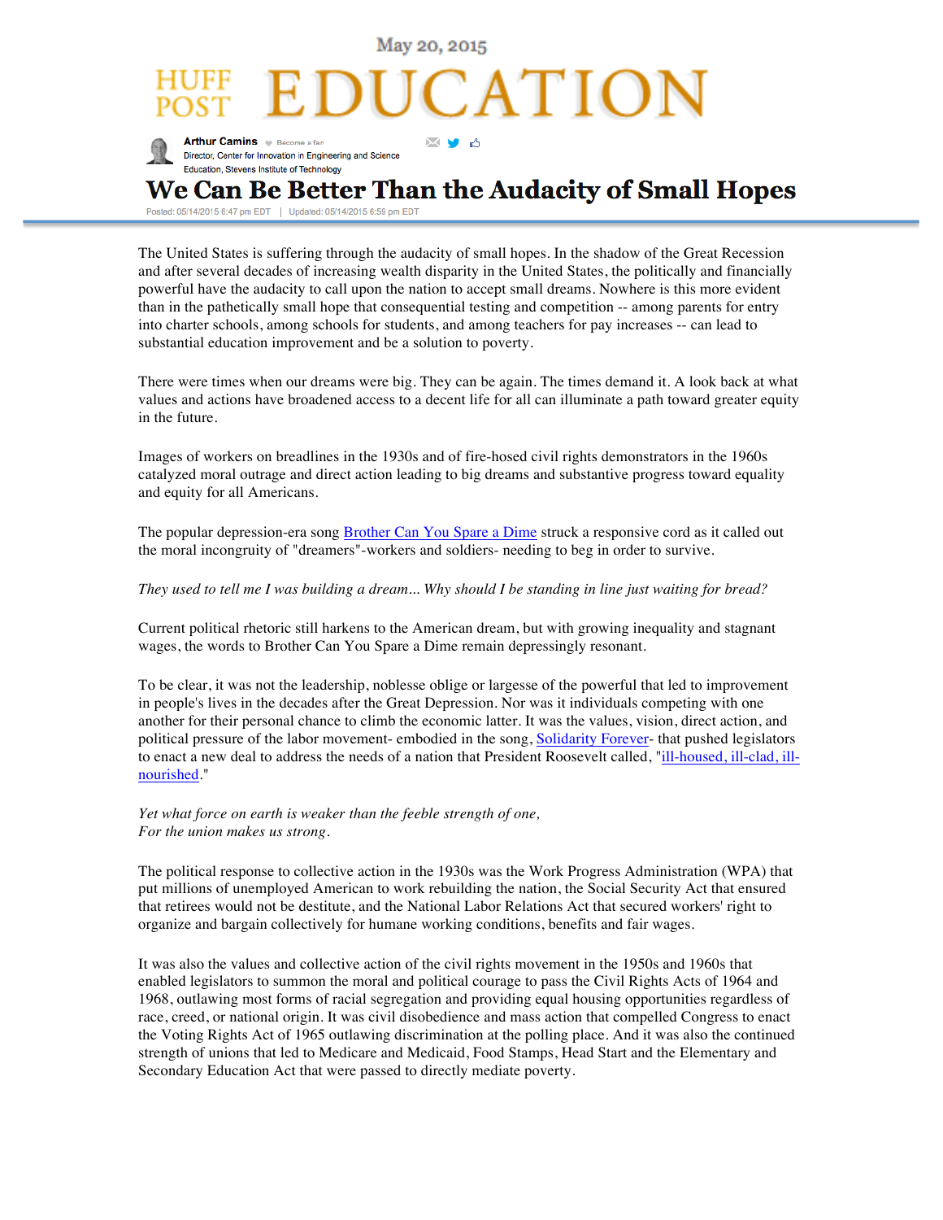May 20, 2015

HUFF POST EDUCATION

**Arthur Camins** Become a fan
Director, Center for Innovation in Engineering and Science Education, Stevens Institute of Technology

# We Can Be Better Than the Audacity of Small Hopes

Posted: 05/14/2015 6:47 pm EDT | Updated: 05/14/2015 6:59 pm EDT

The United States is suffering through the audacity of small hopes. In the shadow of the Great Recession and after several decades of increasing wealth disparity in the United States, the politically and financially powerful have the audacity to call upon the nation to accept small dreams. Nowhere is this more evident than in the pathetically small hope that consequential testing and competition -- among parents for entry into charter schools, among schools for students, and among teachers for pay increases -- can lead to substantial education improvement and be a solution to poverty.

There were times when our dreams were big. They can be again. The times demand it. A look back at what values and actions have broadened access to a decent life for all can illuminate a path toward greater equity in the future.

Images of workers on breadlines in the 1930s and of fire-hosed civil rights demonstrators in the 1960s catalyzed moral outrage and direct action leading to big dreams and substantive progress toward equality and equity for all Americans.

The popular depression-era song [Brother Can You Spare a Dime]() struck a responsive cord as it called out the moral incongruity of "dreamers"-workers and soldiers- needing to beg in order to survive.

*They used to tell me I was building a dream... Why should I be standing in line just waiting for bread?*

Current political rhetoric still harkens to the American dream, but with growing inequality and stagnant wages, the words to Brother Can You Spare a Dime remain depressingly resonant.

To be clear, it was not the leadership, noblesse oblige or largesse of the powerful that led to improvement in people's lives in the decades after the Great Depression. Nor was it individuals competing with one another for their personal chance to climb the economic latter. It was the values, vision, direct action, and political pressure of the labor movement- embodied in the song, [Solidarity Forever]()- that pushed legislators to enact a new deal to address the needs of a nation that President Roosevelt called, "[ill-housed, ill-clad, ill-nourished]()."

*Yet what force on earth is weaker than the feeble strength of one,*
*For the union makes us strong.*

The political response to collective action in the 1930s was the Work Progress Administration (WPA) that put millions of unemployed American to work rebuilding the nation, the Social Security Act that ensured that retirees would not be destitute, and the National Labor Relations Act that secured workers' right to organize and bargain collectively for humane working conditions, benefits and fair wages.

It was also the values and collective action of the civil rights movement in the 1950s and 1960s that enabled legislators to summon the moral and political courage to pass the Civil Rights Acts of 1964 and 1968, outlawing most forms of racial segregation and providing equal housing opportunities regardless of race, creed, or national origin. It was civil disobedience and mass action that compelled Congress to enact the Voting Rights Act of 1965 outlawing discrimination at the polling place. And it was also the continued strength of unions that led to Medicare and Medicaid, Food Stamps, Head Start and the Elementary and Secondary Education Act that were passed to directly mediate poverty.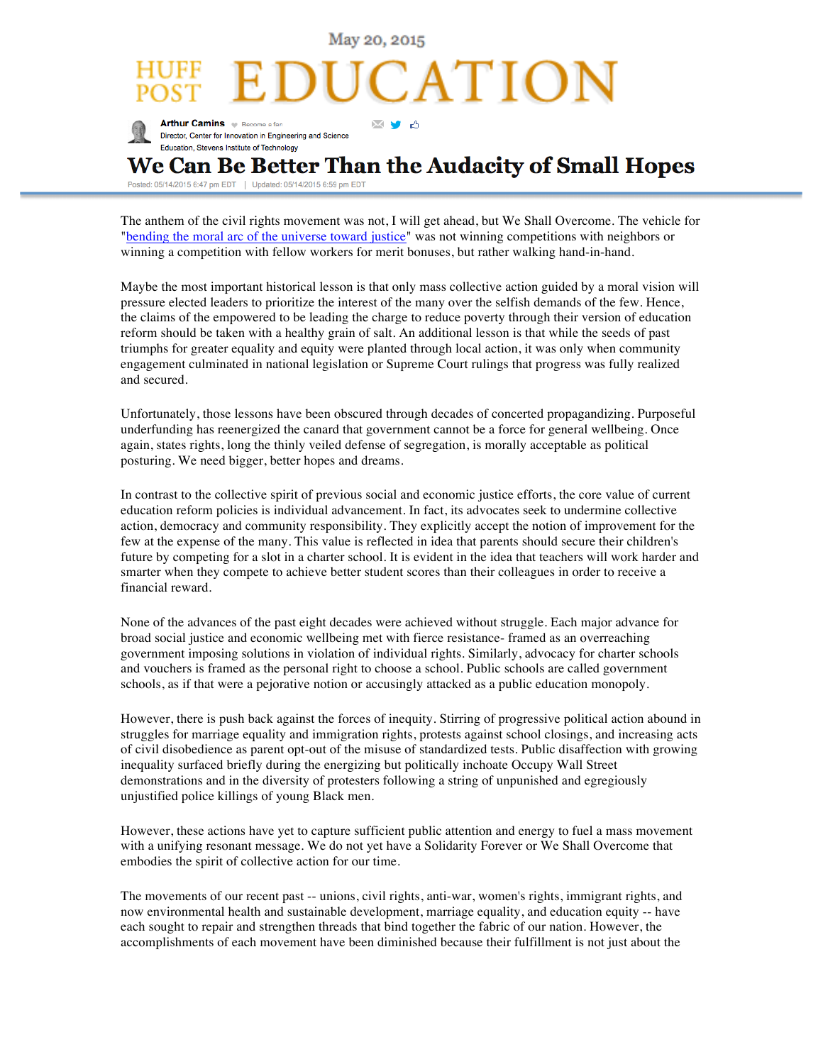May 20, 2015

HUFF POST EDUCATION

Arthur Camins

Director, Center for Innovation in Engineering and Science Education, Stevens Institute of Technology

# We Can Be Better Than the Audacity of Small Hopes

Posted: 05/14/2015 6:47 pm EDT | Updated: 05/14/2015 6:59 pm EDT

The anthem of the civil rights movement was not, I will get ahead, but We Shall Overcome. The vehicle for "[bending the moral arc of the universe toward justice]" was not winning competitions with neighbors or winning a competition with fellow workers for merit bonuses, but rather walking hand-in-hand.

Maybe the most important historical lesson is that only mass collective action guided by a moral vision will pressure elected leaders to prioritize the interest of the many over the selfish demands of the few. Hence, the claims of the empowered to be leading the charge to reduce poverty through their version of education reform should be taken with a healthy grain of salt. An additional lesson is that while the seeds of past triumphs for greater equality and equity were planted through local action, it was only when community engagement culminated in national legislation or Supreme Court rulings that progress was fully realized and secured.

Unfortunately, those lessons have been obscured through decades of concerted propagandizing. Purposeful underfunding has reenergized the canard that government cannot be a force for general wellbeing. Once again, states rights, long the thinly veiled defense of segregation, is morally acceptable as political posturing. We need bigger, better hopes and dreams.

In contrast to the collective spirit of previous social and economic justice efforts, the core value of current education reform policies is individual advancement. In fact, its advocates seek to undermine collective action, democracy and community responsibility. They explicitly accept the notion of improvement for the few at the expense of the many. This value is reflected in idea that parents should secure their children's future by competing for a slot in a charter school. It is evident in the idea that teachers will work harder and smarter when they compete to achieve better student scores than their colleagues in order to receive a financial reward.

None of the advances of the past eight decades were achieved without struggle. Each major advance for broad social justice and economic wellbeing met with fierce resistance- framed as an overreaching government imposing solutions in violation of individual rights. Similarly, advocacy for charter schools and vouchers is framed as the personal right to choose a school. Public schools are called government schools, as if that were a pejorative notion or accusingly attacked as a public education monopoly.

However, there is push back against the forces of inequity. Stirring of progressive political action abound in struggles for marriage equality and immigration rights, protests against school closings, and increasing acts of civil disobedience as parent opt-out of the misuse of standardized tests. Public disaffection with growing inequality surfaced briefly during the energizing but politically inchoate Occupy Wall Street demonstrations and in the diversity of protesters following a string of unpunished and egregiously unjustified police killings of young Black men.

However, these actions have yet to capture sufficient public attention and energy to fuel a mass movement with a unifying resonant message. We do not yet have a Solidarity Forever or We Shall Overcome that embodies the spirit of collective action for our time.

The movements of our recent past -- unions, civil rights, anti-war, women's rights, immigrant rights, and now environmental health and sustainable development, marriage equality, and education equity -- have each sought to repair and strengthen threads that bind together the fabric of our nation. However, the accomplishments of each movement have been diminished because their fulfillment is not just about the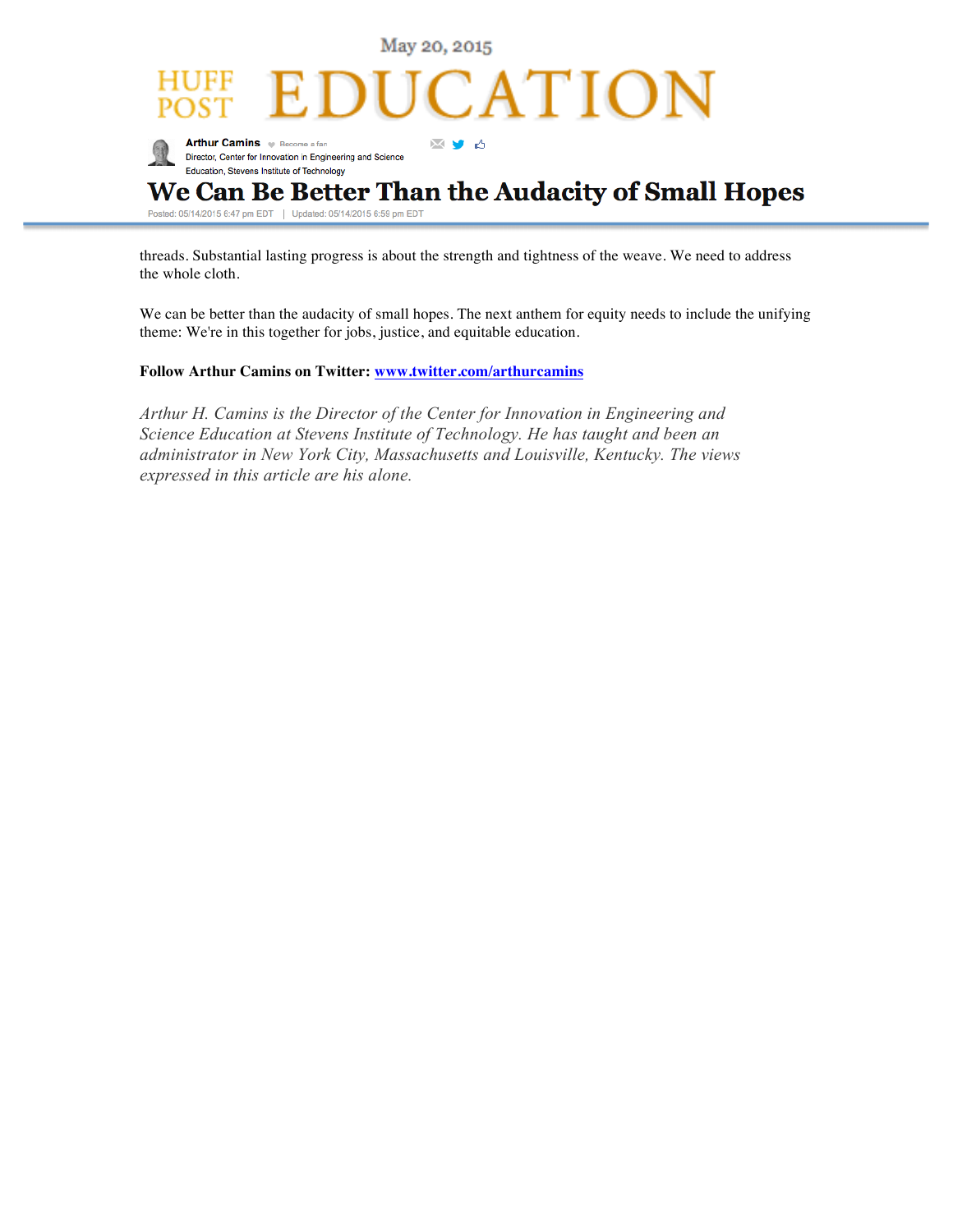threads. Substantial lasting progress is about the strength and tightness of the weave. We need to address the whole cloth.

We can be better than the audacity of small hopes. The next anthem for equity needs to include the unifying theme: We're in this together for jobs, justice, and equitable education.

**Follow Arthur Camins on Twitter: www.twitter.com/arthurcamins**

*Arthur H. Camins is the Director of the Center for Innovation in Engineering and Science Education at Stevens Institute of Technology. He has taught and been an administrator in New York City, Massachusetts and Louisville, Kentucky. The views expressed in this article are his alone.*